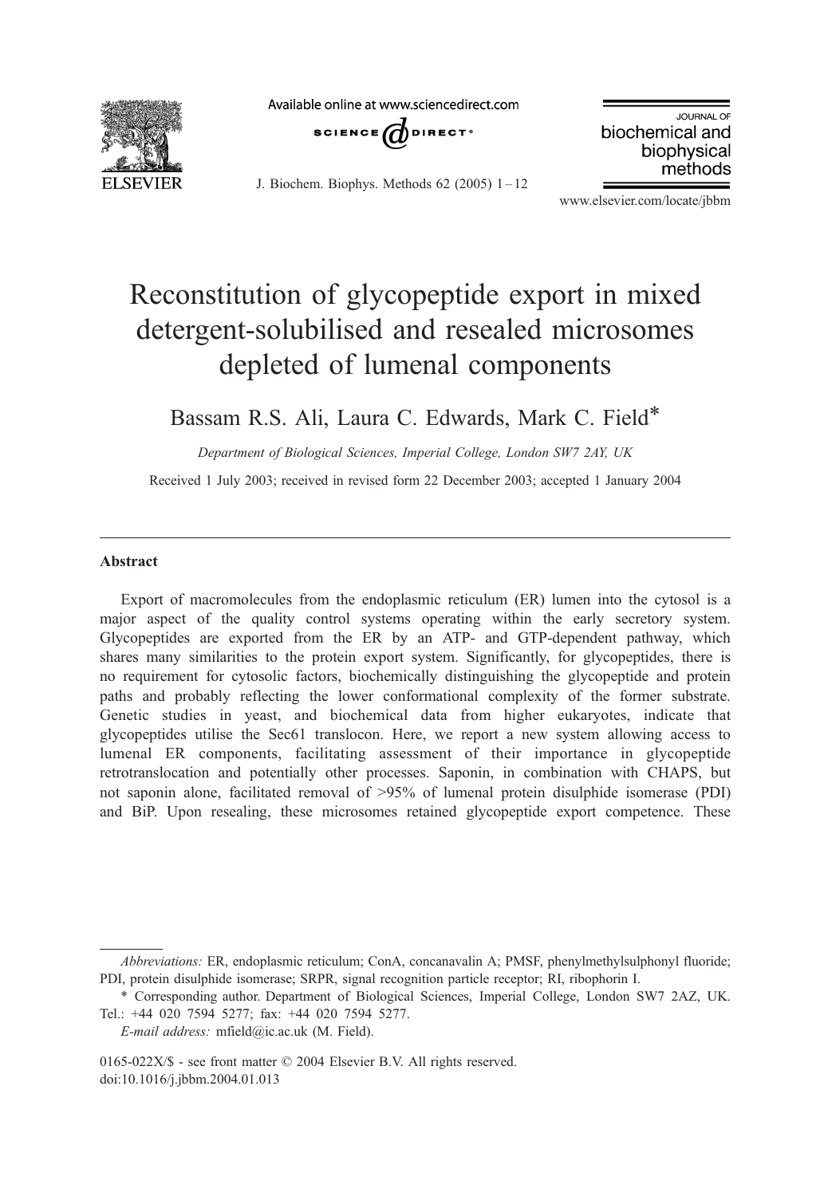# Reconstitution of glycopeptide export in mixed detergent-solubilised and resealed microsomes depleted of lumenal components

Bassam R.S. Ali, Laura C. Edwards, Mark C. Field*

*Department of Biological Sciences, Imperial College, London SW7 2AY, UK*

Received 1 July 2003; received in revised form 22 December 2003; accepted 1 January 2004

## Abstract

Export of macromolecules from the endoplasmic reticulum (ER) lumen into the cytosol is a major aspect of the quality control systems operating within the early secretory system. Glycopeptides are exported from the ER by an ATP- and GTP-dependent pathway, which shares many similarities to the protein export system. Significantly, for glycopeptides, there is no requirement for cytosolic factors, biochemically distinguishing the glycopeptide and protein paths and probably reflecting the lower conformational complexity of the former substrate. Genetic studies in yeast, and biochemical data from higher eukaryotes, indicate that glycopeptides utilise the Sec61 translocon. Here, we report a new system allowing access to lumenal ER components, facilitating assessment of their importance in glycopeptide retrotranslocation and potentially other processes. Saponin, in combination with CHAPS, but not saponin alone, facilitated removal of >95% of lumenal protein disulphide isomerase (PDI) and BiP. Upon resealing, these microsomes retained glycopeptide export competence. These

---

*Abbreviations:* ER, endoplasmic reticulum; ConA, concanavalin A; PMSF, phenylmethylsulphonyl fluoride; PDI, protein disulphide isomerase; SRPR, signal recognition particle receptor; RI, ribophorin I.

\* Corresponding author. Department of Biological Sciences, Imperial College, London SW7 2AZ, UK. Tel.: +44 020 7594 5277; fax: +44 020 7594 5277.

*E-mail address:* mfield@ic.ac.uk (M. Field).

0165-022X/$ - see front matter © 2004 Elsevier B.V. All rights reserved.
doi:10.1016/j.jbbm.2004.01.013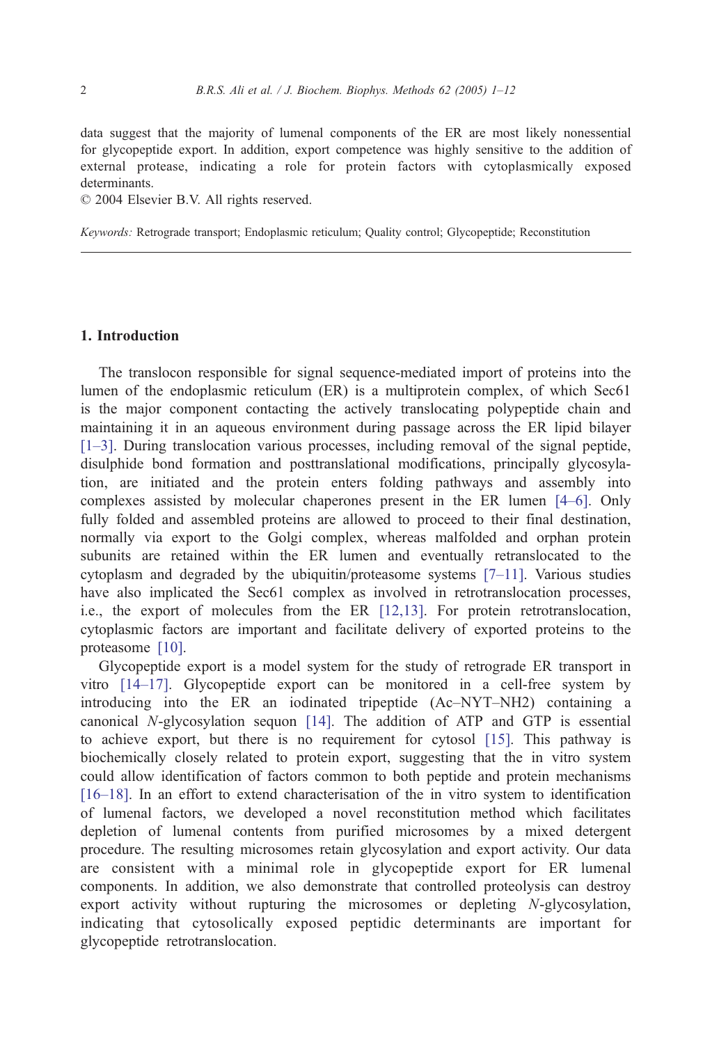data suggest that the majority of lumenal components of the ER are most likely nonessential for glycopeptide export. In addition, export competence was highly sensitive to the addition of external protease, indicating a role for protein factors with cytoplasmically exposed determinants.
© 2004 Elsevier B.V. All rights reserved.

*Keywords:* Retrograde transport; Endoplasmic reticulum; Quality control; Glycopeptide; Reconstitution

## 1. Introduction

The translocon responsible for signal sequence-mediated import of proteins into the lumen of the endoplasmic reticulum (ER) is a multiprotein complex, of which Sec61 is the major component contacting the actively translocating polypeptide chain and maintaining it in an aqueous environment during passage across the ER lipid bilayer [1–3]. During translocation various processes, including removal of the signal peptide, disulphide bond formation and posttranslational modifications, principally glycosylation, are initiated and the protein enters folding pathways and assembly into complexes assisted by molecular chaperones present in the ER lumen [4–6]. Only fully folded and assembled proteins are allowed to proceed to their final destination, normally via export to the Golgi complex, whereas malfolded and orphan protein subunits are retained within the ER lumen and eventually retranslocated to the cytoplasm and degraded by the ubiquitin/proteasome systems [7–11]. Various studies have also implicated the Sec61 complex as involved in retrotranslocation processes, i.e., the export of molecules from the ER [12,13]. For protein retrotranslocation, cytoplasmic factors are important and facilitate delivery of exported proteins to the proteasome [10].

Glycopeptide export is a model system for the study of retrograde ER transport in vitro [14–17]. Glycopeptide export can be monitored in a cell-free system by introducing into the ER an iodinated tripeptide (Ac–NYT–NH2) containing a canonical *N*-glycosylation sequon [14]. The addition of ATP and GTP is essential to achieve export, but there is no requirement for cytosol [15]. This pathway is biochemically closely related to protein export, suggesting that the in vitro system could allow identification of factors common to both peptide and protein mechanisms [16–18]. In an effort to extend characterisation of the in vitro system to identification of lumenal factors, we developed a novel reconstitution method which facilitates depletion of lumenal contents from purified microsomes by a mixed detergent procedure. The resulting microsomes retain glycosylation and export activity. Our data are consistent with a minimal role in glycopeptide export for ER lumenal components. In addition, we also demonstrate that controlled proteolysis can destroy export activity without rupturing the microsomes or depleting *N*-glycosylation, indicating that cytosolically exposed peptidic determinants are important for glycopeptide retrotranslocation.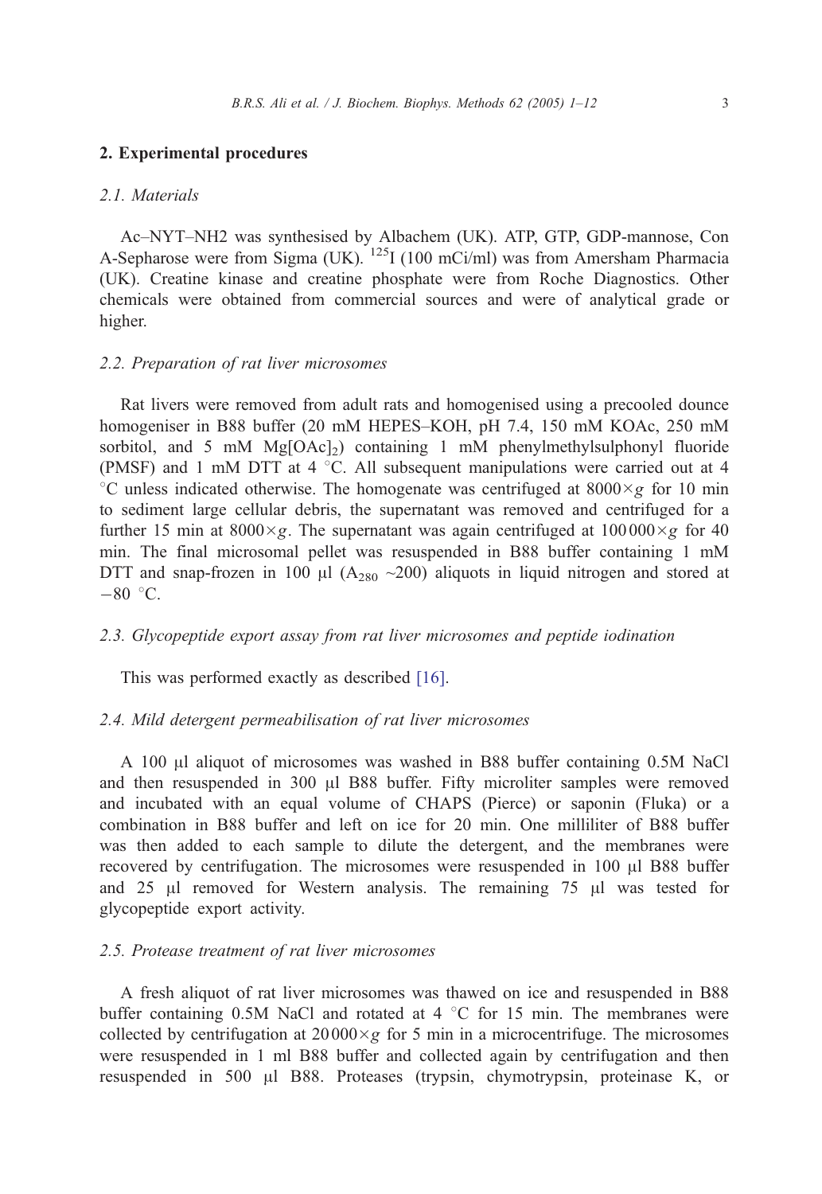## 2. Experimental procedures

### 2.1. Materials

Ac–NYT–NH2 was synthesised by Albachem (UK). ATP, GTP, GDP-mannose, Con A-Sepharose were from Sigma (UK). $^{125}$I (100 mCi/ml) was from Amersham Pharmacia (UK). Creatine kinase and creatine phosphate were from Roche Diagnostics. Other chemicals were obtained from commercial sources and were of analytical grade or higher.

### 2.2. Preparation of rat liver microsomes

Rat livers were removed from adult rats and homogenised using a precooled dounce homogeniser in B88 buffer (20 mM HEPES–KOH, pH 7.4, 150 mM KOAc, 250 mM sorbitol, and 5 mM $Mg[OAc]_2$) containing 1 mM phenylmethylsulphonyl fluoride (PMSF) and 1 mM DTT at 4 °C. All subsequent manipulations were carried out at 4 °C unless indicated otherwise. The homogenate was centrifuged at $8000\times g$ for 10 min to sediment large cellular debris, the supernatant was removed and centrifuged for a further 15 min at $8000\times g$. The supernatant was again centrifuged at $100\,000\times g$ for 40 min. The final microsomal pellet was resuspended in B88 buffer containing 1 mM DTT and snap-frozen in 100 μl ($A_{280}$ ~200) aliquots in liquid nitrogen and stored at −80 °C.

### 2.3. Glycopeptide export assay from rat liver microsomes and peptide iodination

This was performed exactly as described [16].

### 2.4. Mild detergent permeabilisation of rat liver microsomes

A 100 μl aliquot of microsomes was washed in B88 buffer containing 0.5M NaCl and then resuspended in 300 μl B88 buffer. Fifty microliter samples were removed and incubated with an equal volume of CHAPS (Pierce) or saponin (Fluka) or a combination in B88 buffer and left on ice for 20 min. One milliliter of B88 buffer was then added to each sample to dilute the detergent, and the membranes were recovered by centrifugation. The microsomes were resuspended in 100 μl B88 buffer and 25 μl removed for Western analysis. The remaining 75 μl was tested for glycopeptide export activity.

### 2.5. Protease treatment of rat liver microsomes

A fresh aliquot of rat liver microsomes was thawed on ice and resuspended in B88 buffer containing 0.5M NaCl and rotated at 4 °C for 15 min. The membranes were collected by centrifugation at $20\,000\times g$ for 5 min in a microcentrifuge. The microsomes were resuspended in 1 ml B88 buffer and collected again by centrifugation and then resuspended in 500 μl B88. Proteases (trypsin, chymotrypsin, proteinase K, or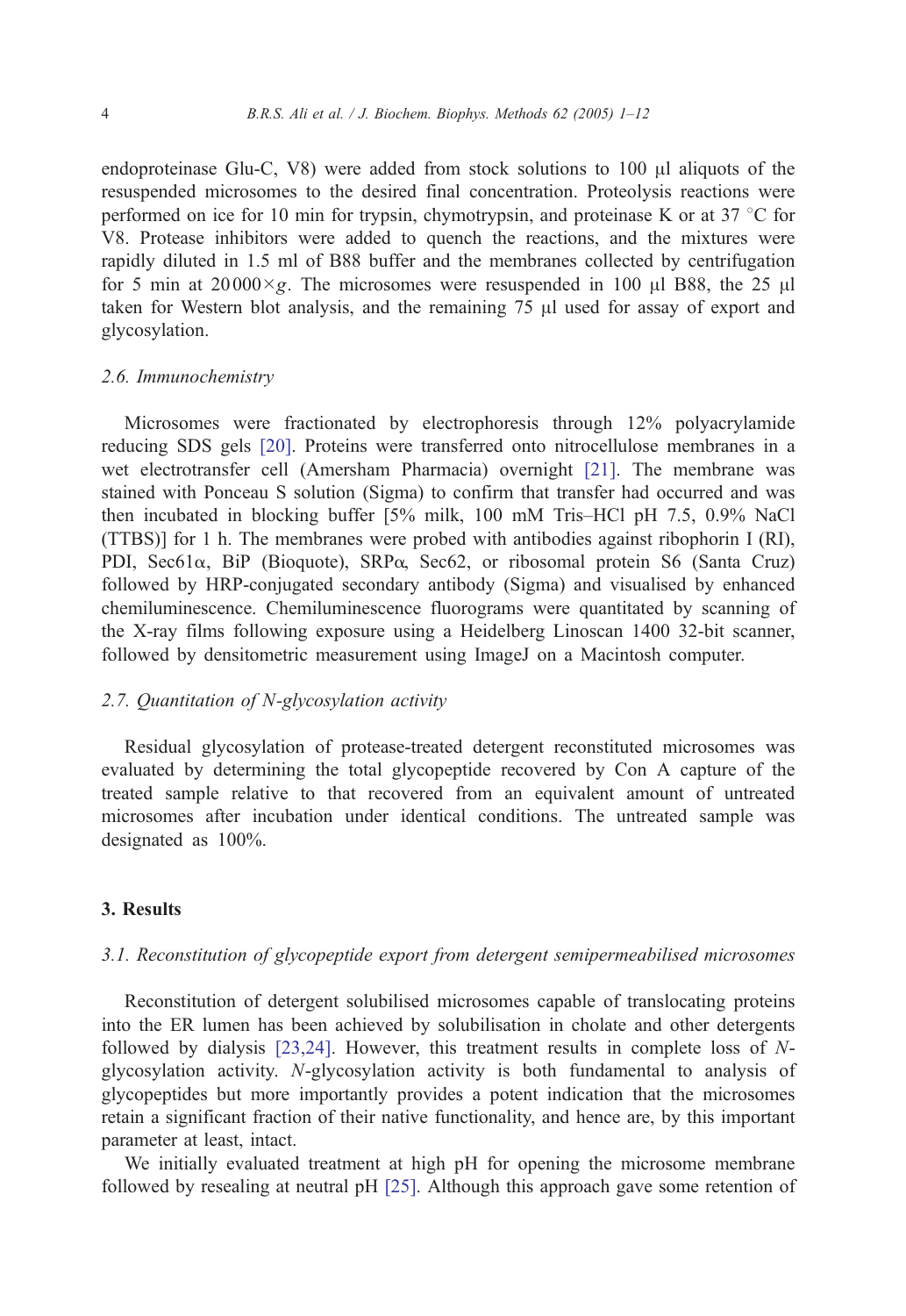endoproteinase Glu-C, V8) were added from stock solutions to 100 μl aliquots of the resuspended microsomes to the desired final concentration. Proteolysis reactions were performed on ice for 10 min for trypsin, chymotrypsin, and proteinase K or at 37 °C for V8. Protease inhibitors were added to quench the reactions, and the mixtures were rapidly diluted in 1.5 ml of B88 buffer and the membranes collected by centrifugation for 5 min at $20\,000\times g$. The microsomes were resuspended in 100 μl B88, the 25 μl taken for Western blot analysis, and the remaining 75 μl used for assay of export and glycosylation.

### *2.6. Immunochemistry*

Microsomes were fractionated by electrophoresis through 12% polyacrylamide reducing SDS gels [20]. Proteins were transferred onto nitrocellulose membranes in a wet electrotransfer cell (Amersham Pharmacia) overnight [21]. The membrane was stained with Ponceau S solution (Sigma) to confirm that transfer had occurred and was then incubated in blocking buffer [5% milk, 100 mM Tris–HCl pH 7.5, 0.9% NaCl (TTBS)] for 1 h. The membranes were probed with antibodies against ribophorin I (RI), PDI, Sec61α, BiP (Bioquote), SRPα, Sec62, or ribosomal protein S6 (Santa Cruz) followed by HRP-conjugated secondary antibody (Sigma) and visualised by enhanced chemiluminescence. Chemiluminescence fluorograms were quantitated by scanning of the X-ray films following exposure using a Heidelberg Linoscan 1400 32-bit scanner, followed by densitometric measurement using ImageJ on a Macintosh computer.

### *2.7. Quantitation of N-glycosylation activity*

Residual glycosylation of protease-treated detergent reconstituted microsomes was evaluated by determining the total glycopeptide recovered by Con A capture of the treated sample relative to that recovered from an equivalent amount of untreated microsomes after incubation under identical conditions. The untreated sample was designated as 100%.

## 3. Results

### *3.1. Reconstitution of glycopeptide export from detergent semipermeabilised microsomes*

Reconstitution of detergent solubilised microsomes capable of translocating proteins into the ER lumen has been achieved by solubilisation in cholate and other detergents followed by dialysis [23,24]. However, this treatment results in complete loss of *N*-glycosylation activity. *N*-glycosylation activity is both fundamental to analysis of glycopeptides but more importantly provides a potent indication that the microsomes retain a significant fraction of their native functionality, and hence are, by this important parameter at least, intact.

We initially evaluated treatment at high pH for opening the microsome membrane followed by resealing at neutral pH [25]. Although this approach gave some retention of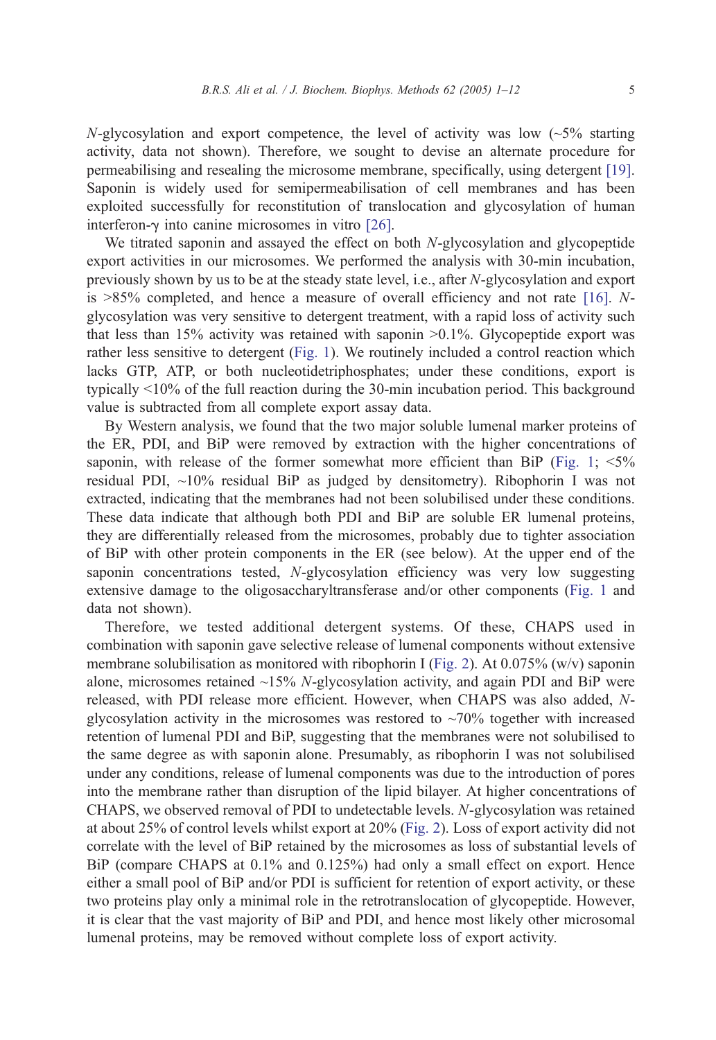*N*-glycosylation and export competence, the level of activity was low (~5% starting activity, data not shown). Therefore, we sought to devise an alternate procedure for permeabilising and resealing the microsome membrane, specifically, using detergent [19]. Saponin is widely used for semipermeabilisation of cell membranes and has been exploited successfully for reconstitution of translocation and glycosylation of human interferon-γ into canine microsomes in vitro [26].

We titrated saponin and assayed the effect on both *N*-glycosylation and glycopeptide export activities in our microsomes. We performed the analysis with 30-min incubation, previously shown by us to be at the steady state level, i.e., after *N*-glycosylation and export is >85% completed, and hence a measure of overall efficiency and not rate [16]. *N*-glycosylation was very sensitive to detergent treatment, with a rapid loss of activity such that less than 15% activity was retained with saponin >0.1%. Glycopeptide export was rather less sensitive to detergent (Fig. 1). We routinely included a control reaction which lacks GTP, ATP, or both nucleotidetriphosphates; under these conditions, export is typically <10% of the full reaction during the 30-min incubation period. This background value is subtracted from all complete export assay data.

By Western analysis, we found that the two major soluble lumenal marker proteins of the ER, PDI, and BiP were removed by extraction with the higher concentrations of saponin, with release of the former somewhat more efficient than BiP (Fig. 1; <5% residual PDI, ~10% residual BiP as judged by densitometry). Ribophorin I was not extracted, indicating that the membranes had not been solubilised under these conditions. These data indicate that although both PDI and BiP are soluble ER lumenal proteins, they are differentially released from the microsomes, probably due to tighter association of BiP with other protein components in the ER (see below). At the upper end of the saponin concentrations tested, *N*-glycosylation efficiency was very low suggesting extensive damage to the oligosaccharyltransferase and/or other components (Fig. 1 and data not shown).

Therefore, we tested additional detergent systems. Of these, CHAPS used in combination with saponin gave selective release of lumenal components without extensive membrane solubilisation as monitored with ribophorin I (Fig. 2). At 0.075% (w/v) saponin alone, microsomes retained ~15% *N*-glycosylation activity, and again PDI and BiP were released, with PDI release more efficient. However, when CHAPS was also added, *N*-glycosylation activity in the microsomes was restored to ~70% together with increased retention of lumenal PDI and BiP, suggesting that the membranes were not solubilised to the same degree as with saponin alone. Presumably, as ribophorin I was not solubilised under any conditions, release of lumenal components was due to the introduction of pores into the membrane rather than disruption of the lipid bilayer. At higher concentrations of CHAPS, we observed removal of PDI to undetectable levels. *N*-glycosylation was retained at about 25% of control levels whilst export at 20% (Fig. 2). Loss of export activity did not correlate with the level of BiP retained by the microsomes as loss of substantial levels of BiP (compare CHAPS at 0.1% and 0.125%) had only a small effect on export. Hence either a small pool of BiP and/or PDI is sufficient for retention of export activity, or these two proteins play only a minimal role in the retrotranslocation of glycopeptide. However, it is clear that the vast majority of BiP and PDI, and hence most likely other microsomal lumenal proteins, may be removed without complete loss of export activity.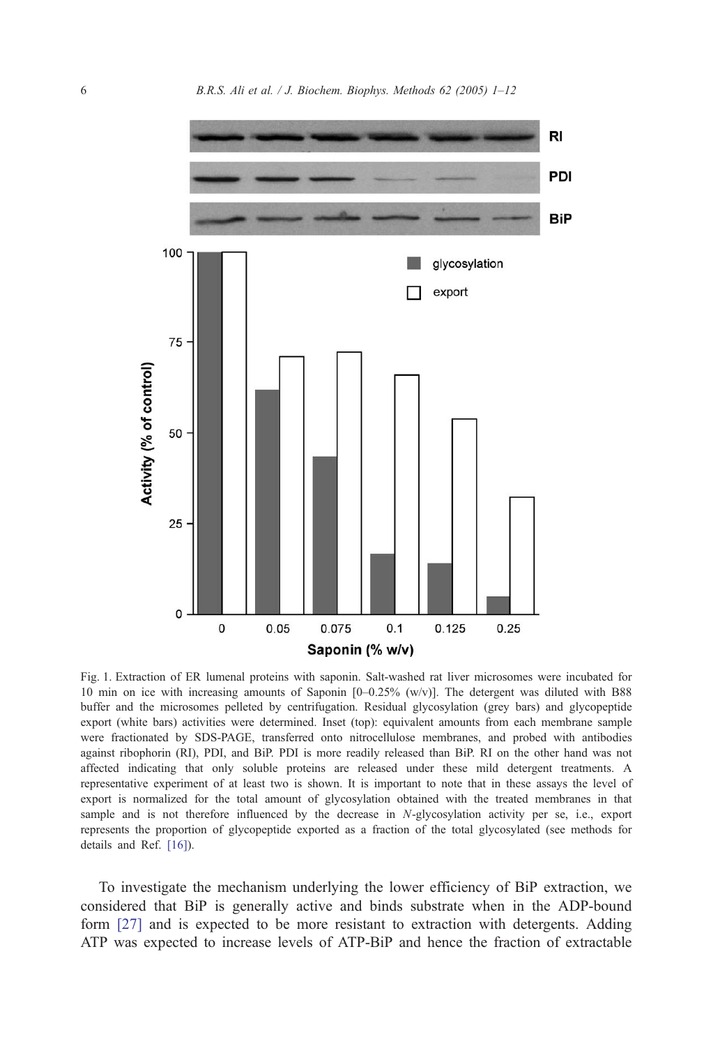Fig. 1. Extraction of ER lumenal proteins with saponin. Salt-washed rat liver microsomes were incubated for 10 min on ice with increasing amounts of Saponin [0–0.25% (w/v)]. The detergent was diluted with B88 buffer and the microsomes pelleted by centrifugation. Residual glycosylation (grey bars) and glycopeptide export (white bars) activities were determined. Inset (top): equivalent amounts from each membrane sample were fractionated by SDS-PAGE, transferred onto nitrocellulose membranes, and probed with antibodies against ribophorin (RI), PDI, and BiP. PDI is more readily released than BiP. RI on the other hand was not affected indicating that only soluble proteins are released under these mild detergent treatments. A representative experiment of at least two is shown. It is important to note that in these assays the level of export is normalized for the total amount of glycosylation obtained with the treated membranes in that sample and is not therefore influenced by the decrease in *N*-glycosylation activity per se, i.e., export represents the proportion of glycopeptide exported as a fraction of the total glycosylated (see methods for details and Ref. [16]).

To investigate the mechanism underlying the lower efficiency of BiP extraction, we considered that BiP is generally active and binds substrate when in the ADP-bound form [27] and is expected to be more resistant to extraction with detergents. Adding ATP was expected to increase levels of ATP-BiP and hence the fraction of extractable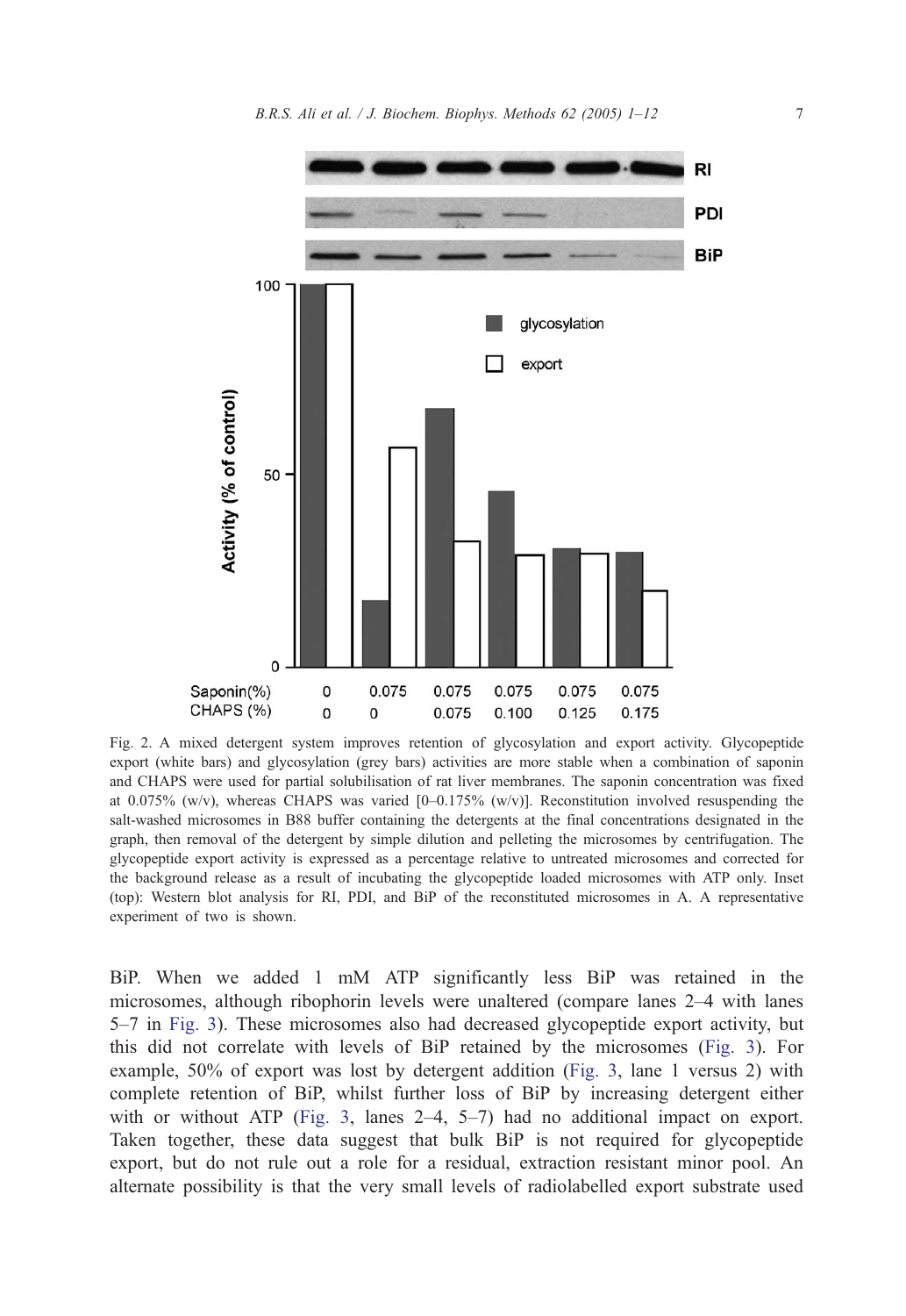Fig. 2. A mixed detergent system improves retention of glycosylation and export activity. Glycopeptide export (white bars) and glycosylation (grey bars) activities are more stable when a combination of saponin and CHAPS were used for partial solubilisation of rat liver membranes. The saponin concentration was fixed at 0.075% (w/v), whereas CHAPS was varied [0–0.175% (w/v)]. Reconstitution involved resuspending the salt-washed microsomes in B88 buffer containing the detergents at the final concentrations designated in the graph, then removal of the detergent by simple dilution and pelleting the microsomes by centrifugation. The glycopeptide export activity is expressed as a percentage relative to untreated microsomes and corrected for the background release as a result of incubating the glycopeptide loaded microsomes with ATP only. Inset (top): Western blot analysis for RI, PDI, and BiP of the reconstituted microsomes in A. A representative experiment of two is shown.

BiP. When we added 1 mM ATP significantly less BiP was retained in the microsomes, although ribophorin levels were unaltered (compare lanes 2–4 with lanes 5–7 in Fig. 3). These microsomes also had decreased glycopeptide export activity, but this did not correlate with levels of BiP retained by the microsomes (Fig. 3). For example, 50% of export was lost by detergent addition (Fig. 3, lane 1 versus 2) with complete retention of BiP, whilst further loss of BiP by increasing detergent either with or without ATP (Fig. 3, lanes 2–4, 5–7) had no additional impact on export. Taken together, these data suggest that bulk BiP is not required for glycopeptide export, but do not rule out a role for a residual, extraction resistant minor pool. An alternate possibility is that the very small levels of radiolabelled export substrate used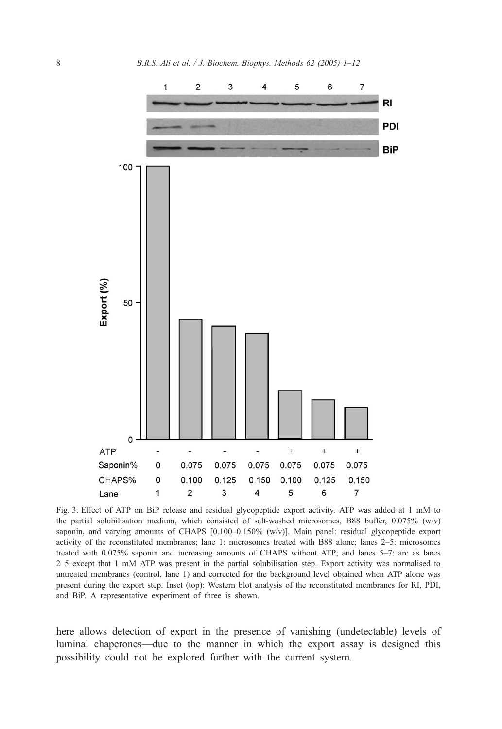Fig. 3. Effect of ATP on BiP release and residual glycopeptide export activity. ATP was added at 1 mM to the partial solubilisation medium, which consisted of salt-washed microsomes, B88 buffer, 0.075% (w/v) saponin, and varying amounts of CHAPS [0.100–0.150% (w/v)]. Main panel: residual glycopeptide export activity of the reconstituted membranes; lane 1: microsomes treated with B88 alone; lanes 2–5: microsomes treated with 0.075% saponin and increasing amounts of CHAPS without ATP; and lanes 5–7: are as lanes 2–5 except that 1 mM ATP was present in the partial solubilisation step. Export activity was normalised to untreated membranes (control, lane 1) and corrected for the background level obtained when ATP alone was present during the export step. Inset (top): Western blot analysis of the reconstituted membranes for RI, PDI, and BiP. A representative experiment of three is shown.

here allows detection of export in the presence of vanishing (undetectable) levels of luminal chaperones—due to the manner in which the export assay is designed this possibility could not be explored further with the current system.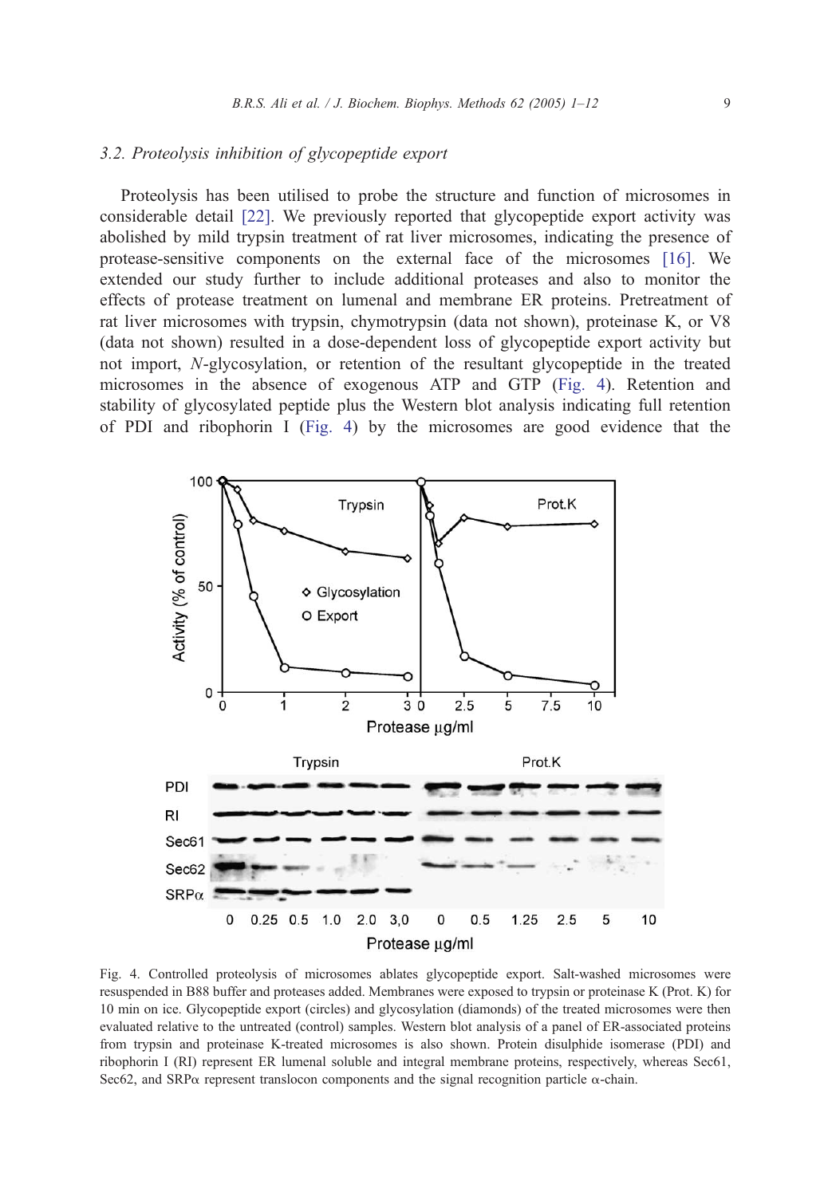### 3.2. Proteolysis inhibition of glycopeptide export

Proteolysis has been utilised to probe the structure and function of microsomes in considerable detail [22]. We previously reported that glycopeptide export activity was abolished by mild trypsin treatment of rat liver microsomes, indicating the presence of protease-sensitive components on the external face of the microsomes [16]. We extended our study further to include additional proteases and also to monitor the effects of protease treatment on lumenal and membrane ER proteins. Pretreatment of rat liver microsomes with trypsin, chymotrypsin (data not shown), proteinase K, or V8 (data not shown) resulted in a dose-dependent loss of glycopeptide export activity but not import, *N*-glycosylation, or retention of the resultant glycopeptide in the treated microsomes in the absence of exogenous ATP and GTP (Fig. 4). Retention and stability of glycosylated peptide plus the Western blot analysis indicating full retention of PDI and ribophorin I (Fig. 4) by the microsomes are good evidence that the

Fig. 4. Controlled proteolysis of microsomes ablates glycopeptide export. Salt-washed microsomes were resuspended in B88 buffer and proteases added. Membranes were exposed to trypsin or proteinase K (Prot. K) for 10 min on ice. Glycopeptide export (circles) and glycosylation (diamonds) of the treated microsomes were then evaluated relative to the untreated (control) samples. Western blot analysis of a panel of ER-associated proteins from trypsin and proteinase K-treated microsomes is also shown. Protein disulphide isomerase (PDI) and ribophorin I (RI) represent ER lumenal soluble and integral membrane proteins, respectively, whereas Sec61, Sec62, and SRPα represent translocon components and the signal recognition particle α-chain.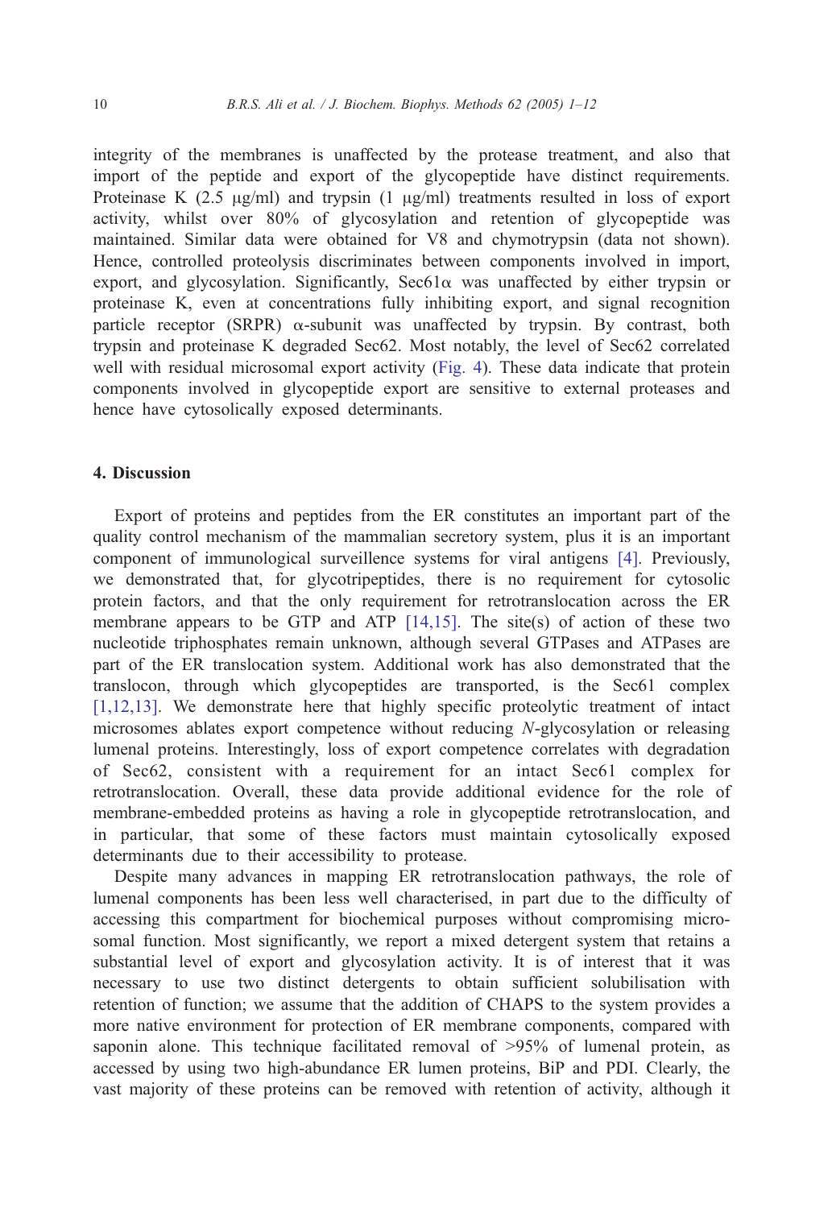integrity of the membranes is unaffected by the protease treatment, and also that import of the peptide and export of the glycopeptide have distinct requirements. Proteinase K (2.5 μg/ml) and trypsin (1 μg/ml) treatments resulted in loss of export activity, whilst over 80% of glycosylation and retention of glycopeptide was maintained. Similar data were obtained for V8 and chymotrypsin (data not shown). Hence, controlled proteolysis discriminates between components involved in import, export, and glycosylation. Significantly, Sec61α was unaffected by either trypsin or proteinase K, even at concentrations fully inhibiting export, and signal recognition particle receptor (SRPR) α-subunit was unaffected by trypsin. By contrast, both trypsin and proteinase K degraded Sec62. Most notably, the level of Sec62 correlated well with residual microsomal export activity (Fig. 4). These data indicate that protein components involved in glycopeptide export are sensitive to external proteases and hence have cytosolically exposed determinants.

## 4. Discussion

Export of proteins and peptides from the ER constitutes an important part of the quality control mechanism of the mammalian secretory system, plus it is an important component of immunological surveillence systems for viral antigens [4]. Previously, we demonstrated that, for glycotripeptides, there is no requirement for cytosolic protein factors, and that the only requirement for retrotranslocation across the ER membrane appears to be GTP and ATP [14,15]. The site(s) of action of these two nucleotide triphosphates remain unknown, although several GTPases and ATPases are part of the ER translocation system. Additional work has also demonstrated that the translocon, through which glycopeptides are transported, is the Sec61 complex [1,12,13]. We demonstrate here that highly specific proteolytic treatment of intact microsomes ablates export competence without reducing *N*-glycosylation or releasing lumenal proteins. Interestingly, loss of export competence correlates with degradation of Sec62, consistent with a requirement for an intact Sec61 complex for retrotranslocation. Overall, these data provide additional evidence for the role of membrane-embedded proteins as having a role in glycopeptide retrotranslocation, and in particular, that some of these factors must maintain cytosolically exposed determinants due to their accessibility to protease.

Despite many advances in mapping ER retrotranslocation pathways, the role of lumenal components has been less well characterised, in part due to the difficulty of accessing this compartment for biochemical purposes without compromising microsomal function. Most significantly, we report a mixed detergent system that retains a substantial level of export and glycosylation activity. It is of interest that it was necessary to use two distinct detergents to obtain sufficient solubilisation with retention of function; we assume that the addition of CHAPS to the system provides a more native environment for protection of ER membrane components, compared with saponin alone. This technique facilitated removal of >95% of lumenal protein, as accessed by using two high-abundance ER lumen proteins, BiP and PDI. Clearly, the vast majority of these proteins can be removed with retention of activity, although it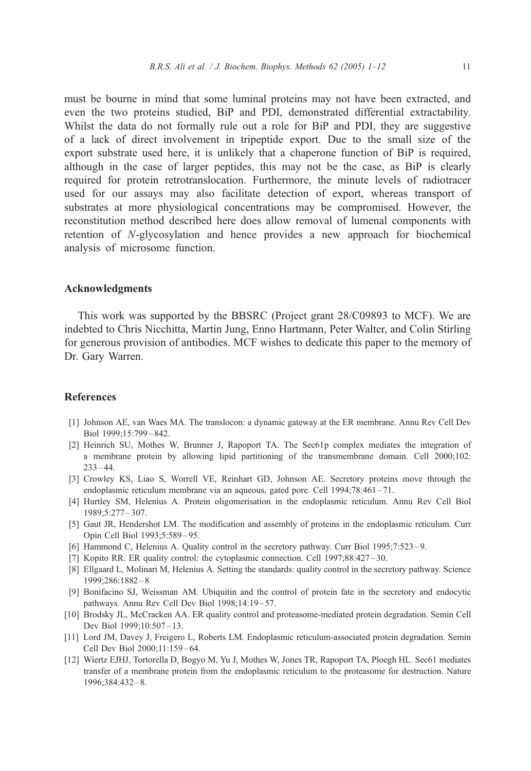must be bourne in mind that some luminal proteins may not have been extracted, and even the two proteins studied, BiP and PDI, demonstrated differential extractability. Whilst the data do not formally rule out a role for BiP and PDI, they are suggestive of a lack of direct involvement in tripeptide export. Due to the small size of the export substrate used here, it is unlikely that a chaperone function of BiP is required, although in the case of larger peptides, this may not be the case, as BiP is clearly required for protein retrotranslocation. Furthermore, the minute levels of radiotracer used for our assays may also facilitate detection of export, whereas transport of substrates at more physiological concentrations may be compromised. However, the reconstitution method described here does allow removal of lumenal components with retention of *N*-glycosylation and hence provides a new approach for biochemical analysis of microsome function.

## Acknowledgments

This work was supported by the BBSRC (Project grant 28/C09893 to MCF). We are indebted to Chris Nicchitta, Martin Jung, Enno Hartmann, Peter Walter, and Colin Stirling for generous provision of antibodies. MCF wishes to dedicate this paper to the memory of Dr. Gary Warren.

## References

[1] Johnson AE, van Waes MA. The translocon: a dynamic gateway at the ER membrane. Annu Rev Cell Dev Biol 1999;15:799–842.

[2] Heinrich SU, Mothes W, Brunner J, Rapoport TA. The Sec61p complex mediates the integration of a membrane protein by allowing lipid partitioning of the transmembrane domain. Cell 2000;102: 233–44.

[3] Crowley KS, Liao S, Worrell VE, Reinhart GD, Johnson AE. Secretory proteins move through the endoplasmic reticulum membrane via an aqueous, gated pore. Cell 1994;78:461–71.

[4] Hurtley SM, Helenius A. Protein oligomerisation in the endoplasmic reticulum. Annu Rev Cell Biol 1989;5:277–307.

[5] Gaut JR, Hendershot LM. The modification and assembly of proteins in the endoplasmic reticulum. Curr Opin Cell Biol 1993;5:589–95.

[6] Hammond C, Helenius A. Quality control in the secretory pathway. Curr Biol 1995;7:523–9.

[7] Kopito RR. ER quality control: the cytoplasmic connection. Cell 1997;88:427–30.

[8] Ellgaard L, Molinari M, Helenius A. Setting the standards: quality control in the secretory pathway. Science 1999;286:1882–8.

[9] Bonifacino SJ, Weissman AM. Ubiquitin and the control of protein fate in the secretory and endocytic pathways. Annu Rev Cell Dev Biol 1998;14:19–57.

[10] Brodsky JL, McCracken AA. ER quality control and proteasome-mediated protein degradation. Semin Cell Dev Biol 1999;10:507–13.

[11] Lord JM, Davey J, Freigero L, Roberts LM. Endoplasmic reticulum-associated protein degradation. Semin Cell Dev Biol 2000;11:159–64.

[12] Wiertz EJHJ, Tortorella D, Bogyo M, Yu J, Mothes W, Jones TR, Rapoport TA, Ploegh HL. Sec61 mediates transfer of a membrane protein from the endoplasmic reticulum to the proteasome for destruction. Nature 1996;384:432–8.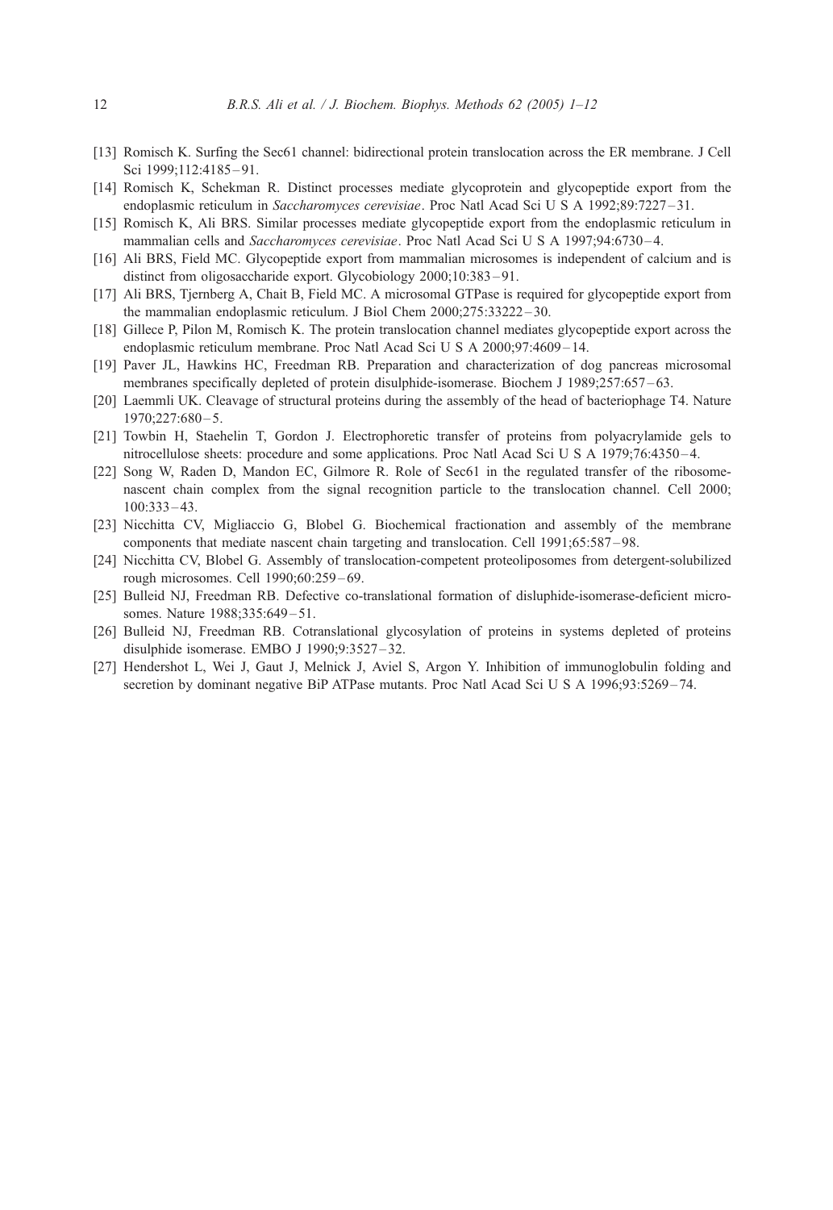[13] Romisch K. Surfing the Sec61 channel: bidirectional protein translocation across the ER membrane. J Cell Sci 1999;112:4185–91.

[14] Romisch K, Schekman R. Distinct processes mediate glycoprotein and glycopeptide export from the endoplasmic reticulum in *Saccharomyces cerevisiae*. Proc Natl Acad Sci U S A 1992;89:7227–31.

[15] Romisch K, Ali BRS. Similar processes mediate glycopeptide export from the endoplasmic reticulum in mammalian cells and *Saccharomyces cerevisiae*. Proc Natl Acad Sci U S A 1997;94:6730–4.

[16] Ali BRS, Field MC. Glycopeptide export from mammalian microsomes is independent of calcium and is distinct from oligosaccharide export. Glycobiology 2000;10:383–91.

[17] Ali BRS, Tjernberg A, Chait B, Field MC. A microsomal GTPase is required for glycopeptide export from the mammalian endoplasmic reticulum. J Biol Chem 2000;275:33222–30.

[18] Gillece P, Pilon M, Romisch K. The protein translocation channel mediates glycopeptide export across the endoplasmic reticulum membrane. Proc Natl Acad Sci U S A 2000;97:4609–14.

[19] Paver JL, Hawkins HC, Freedman RB. Preparation and characterization of dog pancreas microsomal membranes specifically depleted of protein disulphide-isomerase. Biochem J 1989;257:657–63.

[20] Laemmli UK. Cleavage of structural proteins during the assembly of the head of bacteriophage T4. Nature 1970;227:680–5.

[21] Towbin H, Staehelin T, Gordon J. Electrophoretic transfer of proteins from polyacrylamide gels to nitrocellulose sheets: procedure and some applications. Proc Natl Acad Sci U S A 1979;76:4350–4.

[22] Song W, Raden D, Mandon EC, Gilmore R. Role of Sec61 in the regulated transfer of the ribosome-nascent chain complex from the signal recognition particle to the translocation channel. Cell 2000; 100:333–43.

[23] Nicchitta CV, Migliaccio G, Blobel G. Biochemical fractionation and assembly of the membrane components that mediate nascent chain targeting and translocation. Cell 1991;65:587–98.

[24] Nicchitta CV, Blobel G. Assembly of translocation-competent proteoliposomes from detergent-solubilized rough microsomes. Cell 1990;60:259–69.

[25] Bulleid NJ, Freedman RB. Defective co-translational formation of disluphide-isomerase-deficient microsomes. Nature 1988;335:649–51.

[26] Bulleid NJ, Freedman RB. Cotranslational glycosylation of proteins in systems depleted of proteins disulphide isomerase. EMBO J 1990;9:3527–32.

[27] Hendershot L, Wei J, Gaut J, Melnick J, Aviel S, Argon Y. Inhibition of immunoglobulin folding and secretion by dominant negative BiP ATPase mutants. Proc Natl Acad Sci U S A 1996;93:5269–74.